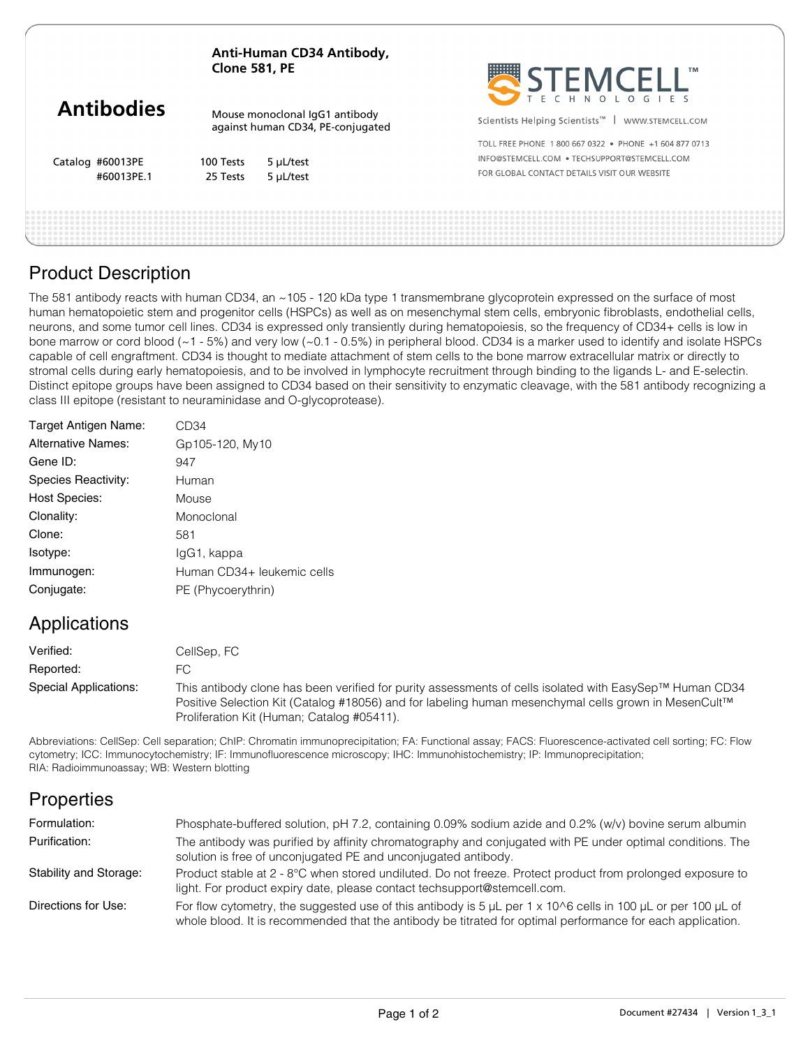# Antibodies

**Anti-Human CD34 Antibody, Clone 581, PE**

Mouse monoclonal IgG1 antibody against human CD34, PE-conjugated

| Catalog | | |
|---|---|---|
| #60013PE | 100 Tests | 5 µL/test |
| #60013PE.1 | 25 Tests | 5 µL/test |

STEMCELL TECHNOLOGIES

Scientists Helping Scientists™ | WWW.STEMCELL.COM

TOLL FREE PHONE 1 800 667 0322 • PHONE +1 604 877 0713

INFO@STEMCELL.COM • TECHSUPPORT@STEMCELL.COM

FOR GLOBAL CONTACT DETAILS VISIT OUR WEBSITE

## Product Description

The 581 antibody reacts with human CD34, an ~105 - 120 kDa type 1 transmembrane glycoprotein expressed on the surface of most human hematopoietic stem and progenitor cells (HSPCs) as well as on mesenchymal stem cells, embryonic fibroblasts, endothelial cells, neurons, and some tumor cell lines. CD34 is expressed only transiently during hematopoiesis, so the frequency of CD34+ cells is low in bone marrow or cord blood (~1 - 5%) and very low (~0.1 - 0.5%) in peripheral blood. CD34 is a marker used to identify and isolate HSPCs capable of cell engraftment. CD34 is thought to mediate attachment of stem cells to the bone marrow extracellular matrix or directly to stromal cells during early hematopoiesis, and to be involved in lymphocyte recruitment through binding to the ligands L- and E-selectin. Distinct epitope groups have been assigned to CD34 based on their sensitivity to enzymatic cleavage, with the 581 antibody recognizing a class III epitope (resistant to neuraminidase and O-glycoprotease).

| | |
|---|---|
| Target Antigen Name: | CD34 |
| Alternative Names: | Gp105-120, My10 |
| Gene ID: | 947 |
| Species Reactivity: | Human |
| Host Species: | Mouse |
| Clonality: | Monoclonal |
| Clone: | 581 |
| Isotype: | IgG1, kappa |
| Immunogen: | Human CD34+ leukemic cells |
| Conjugate: | PE (Phycoerythrin) |

## Applications

| | |
|---|---|
| Verified: | CellSep, FC |
| Reported: | FC |
| Special Applications: | This antibody clone has been verified for purity assessments of cells isolated with EasySep™ Human CD34 Positive Selection Kit (Catalog #18056) and for labeling human mesenchymal cells grown in MesenCult™ Proliferation Kit (Human; Catalog #05411). |

Abbreviations: CellSep: Cell separation; ChIP: Chromatin immunoprecipitation; FA: Functional assay; FACS: Fluorescence-activated cell sorting; FC: Flow cytometry; ICC: Immunocytochemistry; IF: Immunofluorescence microscopy; IHC: Immunohistochemistry; IP: Immunoprecipitation; RIA: Radioimmunoassay; WB: Western blotting

## Properties

| | |
|---|---|
| Formulation: | Phosphate-buffered solution, pH 7.2, containing 0.09% sodium azide and 0.2% (w/v) bovine serum albumin |
| Purification: | The antibody was purified by affinity chromatography and conjugated with PE under optimal conditions. The solution is free of unconjugated PE and unconjugated antibody. |
| Stability and Storage: | Product stable at 2 - 8°C when stored undiluted. Do not freeze. Protect product from prolonged exposure to light. For product expiry date, please contact techsupport@stemcell.com. |
| Directions for Use: | For flow cytometry, the suggested use of this antibody is 5 µL per 1 x 10^6 cells in 100 µL or per 100 µL of whole blood. It is recommended that the antibody be titrated for optimal performance for each application. |

Document #27434 | Version 1_3_1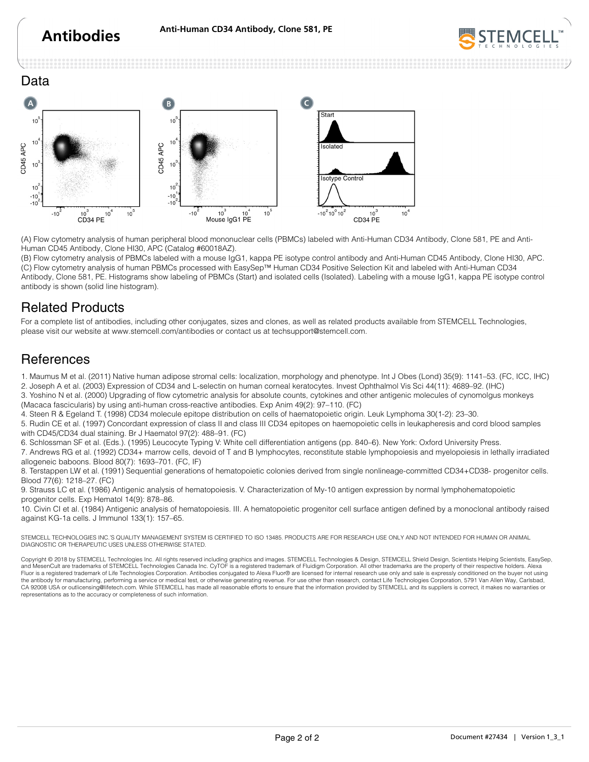## Data

A

$10^5$
$10^4$
$10^3$
$10^2$
$-10^1$
$-10^2$
CD45 APC
$-10^2$ $10^3$ $10^4$ $10^5$
CD34 PE

B

$10^5$
$10^4$
$10^3$
$10^2$
$-10^1$
$-10^2$
CD45 APC
$-10^2$ $10^3$ $10^4$ $10^5$
Mouse IgG1 PE

C

Start
Isolated
Isotype Control
$-10^2$ $10^0$ $10^2$ $10^3$ $10^4$
CD34 PE

(A) Flow cytometry analysis of human peripheral blood mononuclear cells (PBMCs) labeled with Anti-Human CD34 Antibody, Clone 581, PE and Anti-Human CD45 Antibody, Clone HI30, APC (Catalog #60018AZ).
(B) Flow cytometry analysis of PBMCs labeled with a mouse IgG1, kappa PE isotype control antibody and Anti-Human CD45 Antibody, Clone HI30, APC.
(C) Flow cytometry analysis of human PBMCs processed with EasySep™ Human CD34 Positive Selection Kit and labeled with Anti-Human CD34 Antibody, Clone 581, PE. Histograms show labeling of PBMCs (Start) and isolated cells (Isolated). Labeling with a mouse IgG1, kappa PE isotype control antibody is shown (solid line histogram).

## Related Products

For a complete list of antibodies, including other conjugates, sizes and clones, as well as related products available from STEMCELL Technologies, please visit our website at www.stemcell.com/antibodies or contact us at techsupport@stemcell.com.

## References

1. Maumus M et al. (2011) Native human adipose stromal cells: localization, morphology and phenotype. Int J Obes (Lond) 35(9): 1141–53. (FC, ICC, IHC)
2. Joseph A et al. (2003) Expression of CD34 and L-selectin on human corneal keratocytes. Invest Ophthalmol Vis Sci 44(11): 4689–92. (IHC)
3. Yoshino N et al. (2000) Upgrading of flow cytometric analysis for absolute counts, cytokines and other antigenic molecules of cynomolgus monkeys (Macaca fascicularis) by using anti-human cross-reactive antibodies. Exp Anim 49(2): 97–110. (FC)
4. Steen R & Egeland T. (1998) CD34 molecule epitope distribution on cells of haematopoietic origin. Leuk Lymphoma 30(1-2): 23–30.
5. Rudin CE et al. (1997) Concordant expression of class II and class III CD34 epitopes on haemopoietic cells in leukapheresis and cord blood samples with CD45/CD34 dual staining. Br J Haematol 97(2): 488–91. (FC)
6. Schlossman SF et al. (Eds.). (1995) Leucocyte Typing V: White cell differentiation antigens (pp. 840–6). New York: Oxford University Press.
7. Andrews RG et al. (1992) CD34+ marrow cells, devoid of T and B lymphocytes, reconstitute stable lymphopoiesis and myelopoiesis in lethally irradiated allogeneic baboons. Blood 80(7): 1693–701. (FC, IF)
8. Terstappen LW et al. (1991) Sequential generations of hematopoietic colonies derived from single nonlineage-committed CD34+CD38- progenitor cells. Blood 77(6): 1218–27. (FC)
9. Strauss LC et al. (1986) Antigenic analysis of hematopoiesis. V. Characterization of My-10 antigen expression by normal lymphohematopoietic progenitor cells. Exp Hematol 14(9): 878–86.
10. Civin CI et al. (1984) Antigenic analysis of hematopoiesis. III. A hematopoietic progenitor cell surface antigen defined by a monoclonal antibody raised against KG-1a cells. J Immunol 133(1): 157–65.

STEMCELL TECHNOLOGIES INC.'S QUALITY MANAGEMENT SYSTEM IS CERTIFIED TO ISO 13485. PRODUCTS ARE FOR RESEARCH USE ONLY AND NOT INTENDED FOR HUMAN OR ANIMAL DIAGNOSTIC OR THERAPEUTIC USES UNLESS OTHERWISE STATED.

Copyright © 2018 by STEMCELL Technologies Inc. All rights reserved including graphics and images. STEMCELL Technologies & Design, STEMCELL Shield Design, Scientists Helping Scientists, EasySep, and MesenCult are trademarks of STEMCELL Technologies Canada Inc. CyTOF is a registered trademark of Fluidigm Corporation. All other trademarks are the property of their respective holders. Alexa Fluor is a registered trademark of Life Technologies Corporation. Antibodies conjugated to Alexa Fluor® are licensed for internal research use only and sale is expressly conditioned on the buyer not using the antibody for manufacturing, performing a service or medical test, or otherwise generating revenue. For use other than research, contact Life Technologies Corporation, 5791 Van Allen Way, Carlsbad, CA 92008 USA or outlicensing@lifetech.com. While STEMCELL has made all reasonable efforts to ensure that the information provided by STEMCELL and its suppliers is correct, it makes no warranties or representations as to the accuracy or completeness of such information.